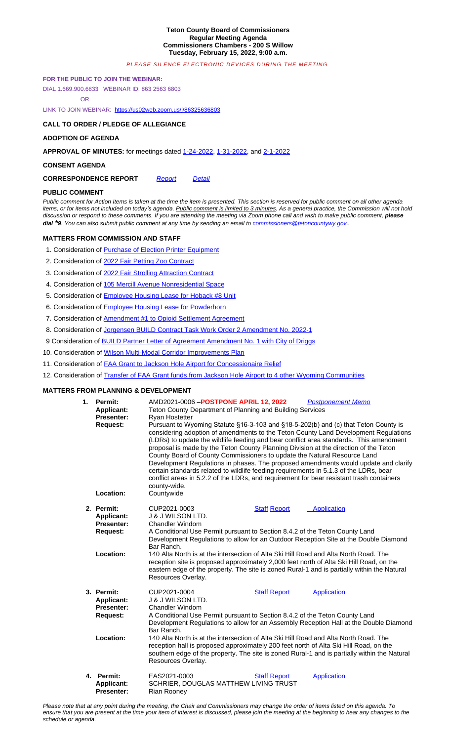# Teton County Board of Commissioners
## Regular Meeting Agenda
### Commissioners Chambers - 200 S Willow
### Tuesday, February 15, 2022, 9:00 a.m.

*PLEASE SILENCE ELECTRONIC DEVICES DURING THE MEETING*

**FOR THE PUBLIC TO JOIN THE WEBINAR:**

DIAL 1.669.900.6833 WEBINAR ID: 863 2563 6803

OR

LINK TO JOIN WEBINAR: https://us02web.zoom.us/j/86325636803

**CALL TO ORDER / PLEDGE OF ALLEGIANCE**

**ADOPTION OF AGENDA**

**APPROVAL OF MINUTES:** for meetings dated 1-24-2022, 1-31-2022, and 2-1-2022

**CONSENT AGENDA**

**CORRESPONDENCE REPORT** *Report* *Detail*

**PUBLIC COMMENT**

*Public comment for Action Items is taken at the time the item is presented. This section is reserved for public comment on all other agenda items, or for items not included on today's agenda. Public comment is limited to 3 minutes. As a general practice, the Commission will not hold discussion or respond to these comments. If you are attending the meeting via Zoom phone call and wish to make public comment,* ***please dial \*9****. You can also submit public comment at any time by sending an email to commissioners@tetoncountywy.gov..*

**MATTERS FROM COMMISSION AND STAFF**

1. Consideration of Purchase of Election Printer Equipment
2. Consideration of 2022 Fair Petting Zoo Contract
3. Consideration of 2022 Fair Strolling Attraction Contract
4. Consideration of 105 Mercill Avenue Nonresidential Space
5. Consideration of Employee Housing Lease for Hoback #8 Unit
6. Consideration of Employee Housing Lease for Powderhorn
7. Consideration of Amendment #1 to Opioid Settlement Agreement
8. Consideration of Jorgensen BUILD Contract Task Work Order 2 Amendment No. 2022-1
9. Consideration of BUILD Partner Letter of Agreement Amendment No. 1 with City of Driggs
10. Consideration of Wilson Multi-Modal Corridor Improvements Plan
11. Consideration of FAA Grant to Jackson Hole Airport for Concessionaire Relief
12. Consideration of Transfer of FAA Grant funds from Jackson Hole Airport to 4 other Wyoming Communities

**MATTERS FROM PLANNING & DEVELOPMENT**

**1. Permit:** AMD2021-0006 –**POSTPONE APRIL 12, 2022** *Postponement Memo*
**Applicant:** Teton County Department of Planning and Building Services
**Presenter:** Ryan Hostetter
**Request:** Pursuant to Wyoming Statute §16-3-103 and §18-5-202(b) and (c) that Teton County is considering adoption of amendments to the Teton County Land Development Regulations (LDRs) to update the wildlife feeding and bear conflict area standards. This amendment proposal is made by the Teton County Planning Division at the direction of the Teton County Board of County Commissioners to update the Natural Resource Land Development Regulations in phases. The proposed amendments would update and clarify certain standards related to wildlife feeding requirements in 5.1.3 of the LDRs, bear conflict areas in 5.2.2 of the LDRs, and requirement for bear resistant trash containers county-wide.
**Location:** Countywide

**2. Permit:** CUP2021-0003 Staff Report Application
**Applicant:** J & J WILSON LTD.
**Presenter:** Chandler Windom
**Request:** A Conditional Use Permit pursuant to Section 8.4.2 of the Teton County Land Development Regulations to allow for an Outdoor Reception Site at the Double Diamond Bar Ranch.
**Location:** 140 Alta North is at the intersection of Alta Ski Hill Road and Alta North Road. The reception site is proposed approximately 2,000 feet north of Alta Ski Hill Road, on the eastern edge of the property. The site is zoned Rural-1 and is partially within the Natural Resources Overlay.

**3. Permit:** CUP2021-0004 Staff Report Application
**Applicant:** J & J WILSON LTD.
**Presenter:** Chandler Windom
**Request:** A Conditional Use Permit pursuant to Section 8.4.2 of the Teton County Land Development Regulations to allow for an Assembly Reception Hall at the Double Diamond Bar Ranch.
**Location:** 140 Alta North is at the intersection of Alta Ski Hill Road and Alta North Road. The reception hall is proposed approximately 200 feet north of Alta Ski Hill Road, on the southern edge of the property. The site is zoned Rural-1 and is partially within the Natural Resources Overlay.

**4. Permit:** EAS2021-0003 Staff Report Application
**Applicant:** SCHRIER, DOUGLAS MATTHEW LIVING TRUST
**Presenter:** Rian Rooney

*Please note that at any point during the meeting, the Chair and Commissioners may change the order of items listed on this agenda. To ensure that you are present at the time your item of interest is discussed, please join the meeting at the beginning to hear any changes to the schedule or agenda.*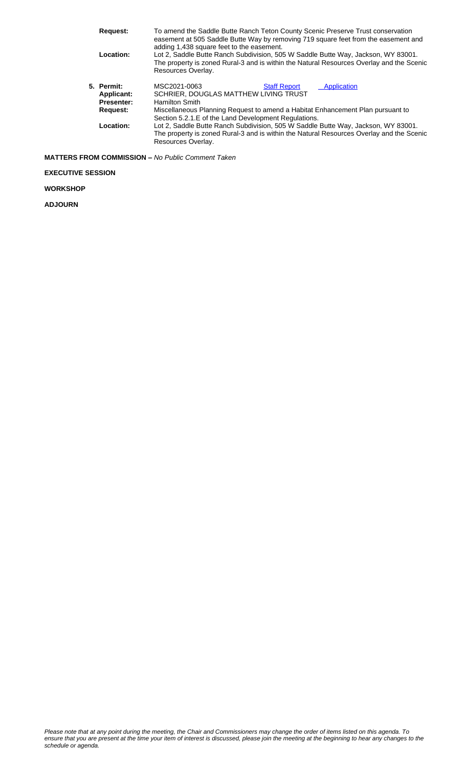**Request:** To amend the Saddle Butte Ranch Teton County Scenic Preserve Trust conservation easement at 505 Saddle Butte Way by removing 719 square feet from the easement and adding 1,438 square feet to the easement.

**Location:** Lot 2, Saddle Butte Ranch Subdivision, 505 W Saddle Butte Way, Jackson, WY 83001. The property is zoned Rural-3 and is within the Natural Resources Overlay and the Scenic Resources Overlay.

5. **Permit:** MSC2021-0063 [Staff Report] [Application]

   **Applicant:** SCHRIER, DOUGLAS MATTHEW LIVING TRUST

   **Presenter:** Hamilton Smith

   **Request:** Miscellaneous Planning Request to amend a Habitat Enhancement Plan pursuant to Section 5.2.1.E of the Land Development Regulations.

   **Location:** Lot 2, Saddle Butte Ranch Subdivision, 505 W Saddle Butte Way, Jackson, WY 83001. The property is zoned Rural-3 and is within the Natural Resources Overlay and the Scenic Resources Overlay.

**MATTERS FROM COMMISSION –** *No Public Comment Taken*

**EXECUTIVE SESSION**

**WORKSHOP**

**ADJOURN**

*Please note that at any point during the meeting, the Chair and Commissioners may change the order of items listed on this agenda. To ensure that you are present at the time your item of interest is discussed, please join the meeting at the beginning to hear any changes to the schedule or agenda.*